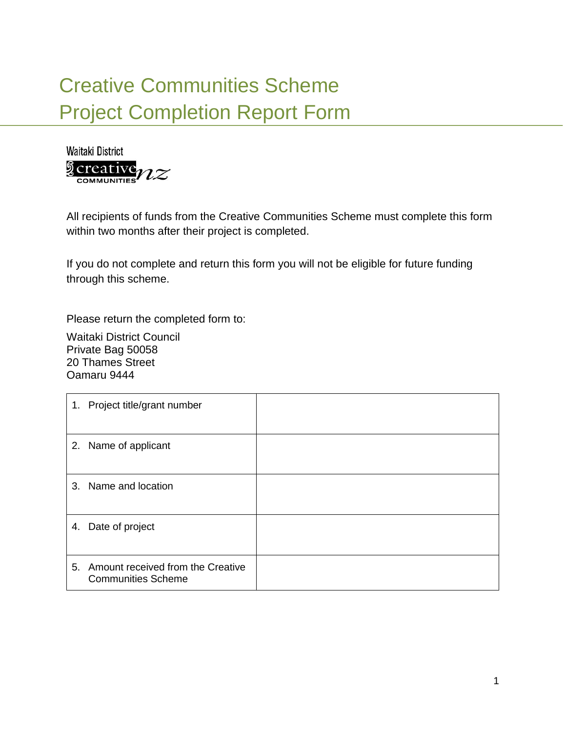# Creative Communities Scheme
# Project Completion Report Form

Waitaki District creative nz COMMUNITIES

All recipients of funds from the Creative Communities Scheme must complete this form within two months after their project is completed.

If you do not complete and return this form you will not be eligible for future funding through this scheme.

Please return the completed form to:

Waitaki District Council
Private Bag 50058
20 Thames Street
Oamaru 9444

| | |
|---|---|
| 1. Project title/grant number | |
| 2. Name of applicant | |
| 3. Name and location | |
| 4. Date of project | |
| 5. Amount received from the Creative Communities Scheme | |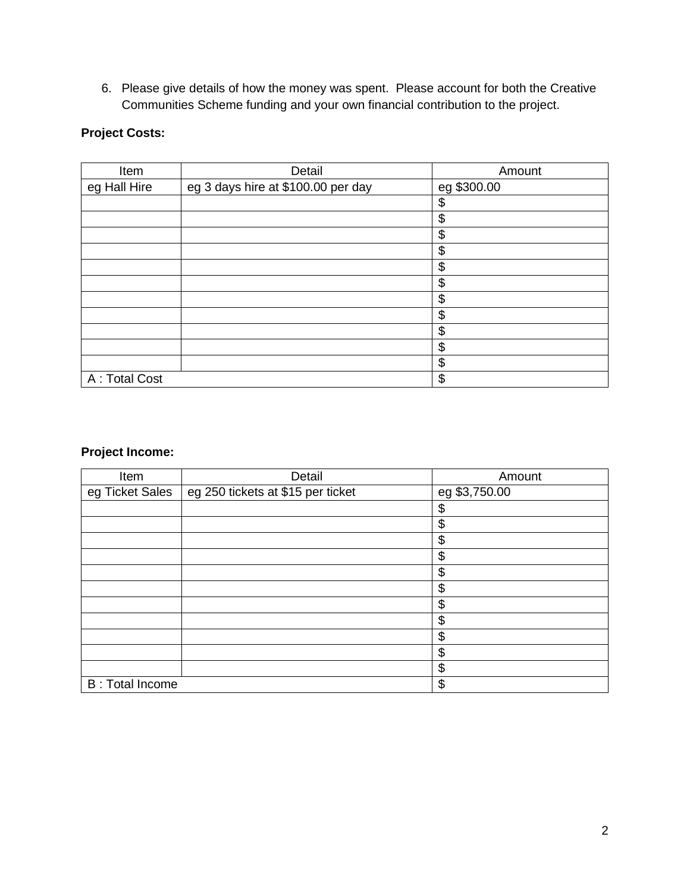6. Please give details of how the money was spent. Please account for both the Creative Communities Scheme funding and your own financial contribution to the project.

**Project Costs:**

| Item | Detail | Amount |
|---|---|---|
| eg Hall Hire | eg 3 days hire at $100.00 per day | eg $300.00 |
| | | $ |
| | | $ |
| | | $ |
| | | $ |
| | | $ |
| | | $ |
| | | $ |
| | | $ |
| | | $ |
| | | $ |
| | | $ |
| A : Total Cost | | $ |

**Project Income:**

| Item | Detail | Amount |
|---|---|---|
| eg Ticket Sales | eg 250 tickets at $15 per ticket | eg $3,750.00 |
| | | $ |
| | | $ |
| | | $ |
| | | $ |
| | | $ |
| | | $ |
| | | $ |
| | | $ |
| | | $ |
| | | $ |
| | | $ |
| B : Total Income | | $ |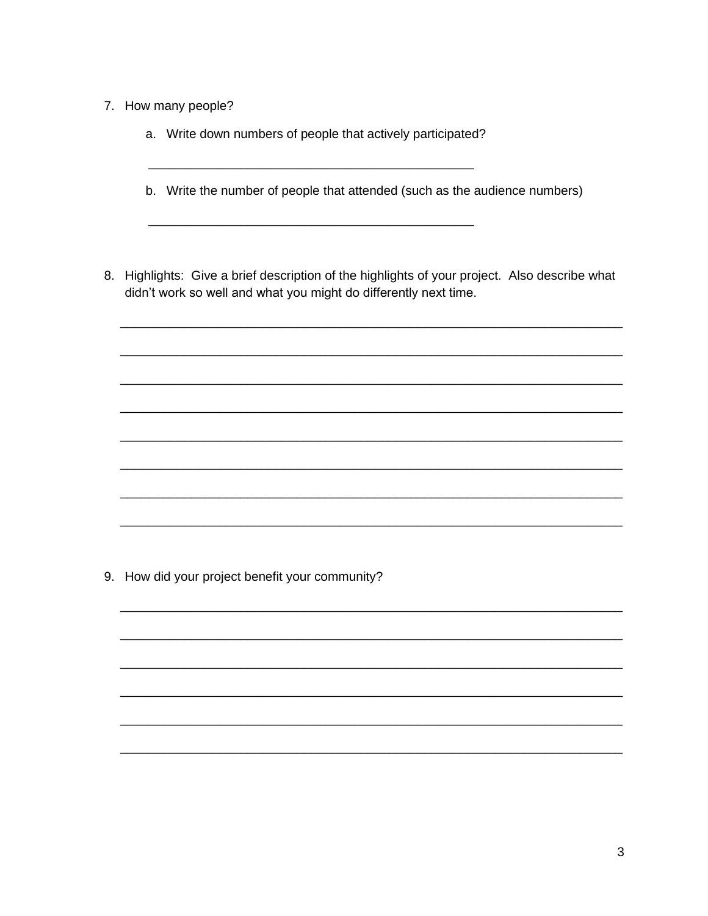7. How many people?

   a. Write down numbers of people that actively participated?

      _______________________________________________

   b. Write the number of people that attended (such as the audience numbers)

      _______________________________________________

8. Highlights: Give a brief description of the highlights of your project. Also describe what didn't work so well and what you might do differently next time.

   _________________________________________________________________________

   _________________________________________________________________________

   _________________________________________________________________________

   _________________________________________________________________________

   _________________________________________________________________________

   _________________________________________________________________________

   _________________________________________________________________________

   _________________________________________________________________________

9. How did your project benefit your community?

   _________________________________________________________________________

   _________________________________________________________________________

   _________________________________________________________________________

   _________________________________________________________________________

   _________________________________________________________________________

   _________________________________________________________________________